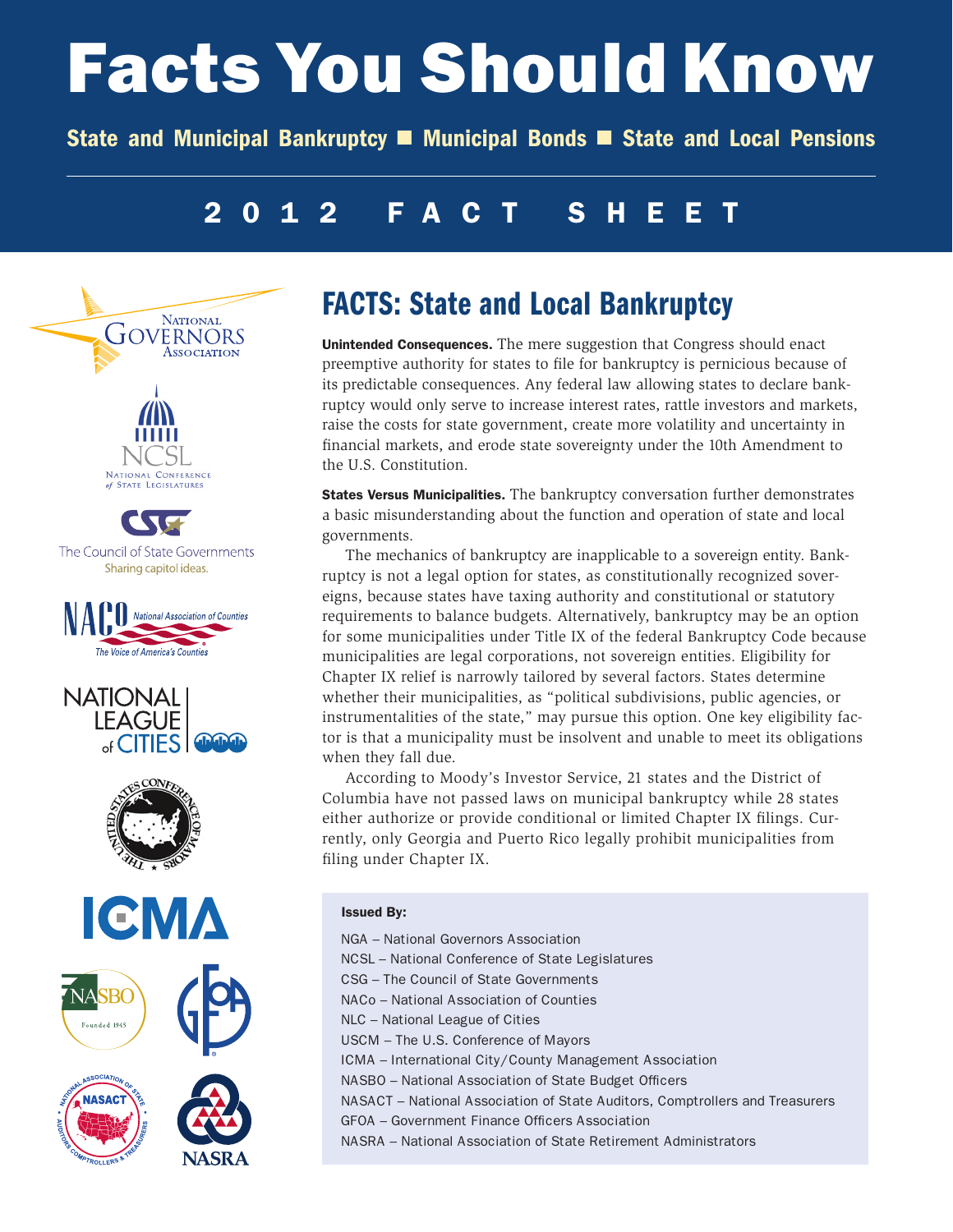# Facts You Should Know

**State and Municipal Bankruptcy ■ Municipal Bonds ■ State and Local Pensions**

## 2012 FACT SHEET

## FACTS: State and Local Bankruptcy

**Unintended Consequences.** The mere suggestion that Congress should enact preemptive authority for states to file for bankruptcy is pernicious because of its predictable consequences. Any federal law allowing states to declare bankruptcy would only serve to increase interest rates, rattle investors and markets, raise the costs for state government, create more volatility and uncertainty in financial markets, and erode state sovereignty under the 10th Amendment to the U.S. Constitution.

**States Versus Municipalities.** The bankruptcy conversation further demonstrates a basic misunderstanding about the function and operation of state and local governments.

The mechanics of bankruptcy are inapplicable to a sovereign entity. Bankruptcy is not a legal option for states, as constitutionally recognized sovereigns, because states have taxing authority and constitutional or statutory requirements to balance budgets. Alternatively, bankruptcy may be an option for some municipalities under Title IX of the federal Bankruptcy Code because municipalities are legal corporations, not sovereign entities. Eligibility for Chapter IX relief is narrowly tailored by several factors. States determine whether their municipalities, as "political subdivisions, public agencies, or instrumentalities of the state," may pursue this option. One key eligibility factor is that a municipality must be insolvent and unable to meet its obligations when they fall due.

According to Moody's Investor Service, 21 states and the District of Columbia have not passed laws on municipal bankruptcy while 28 states either authorize or provide conditional or limited Chapter IX filings. Currently, only Georgia and Puerto Rico legally prohibit municipalities from filing under Chapter IX.

**Issued By:**

NGA – National Governors Association
NCSL – National Conference of State Legislatures
CSG – The Council of State Governments
NACo – National Association of Counties
NLC – National League of Cities
USCM – The U.S. Conference of Mayors
ICMA – International City/County Management Association
NASBO – National Association of State Budget Officers
NASACT – National Association of State Auditors, Comptrollers and Treasurers
GFOA – Government Finance Officers Association
NASRA – National Association of State Retirement Administrators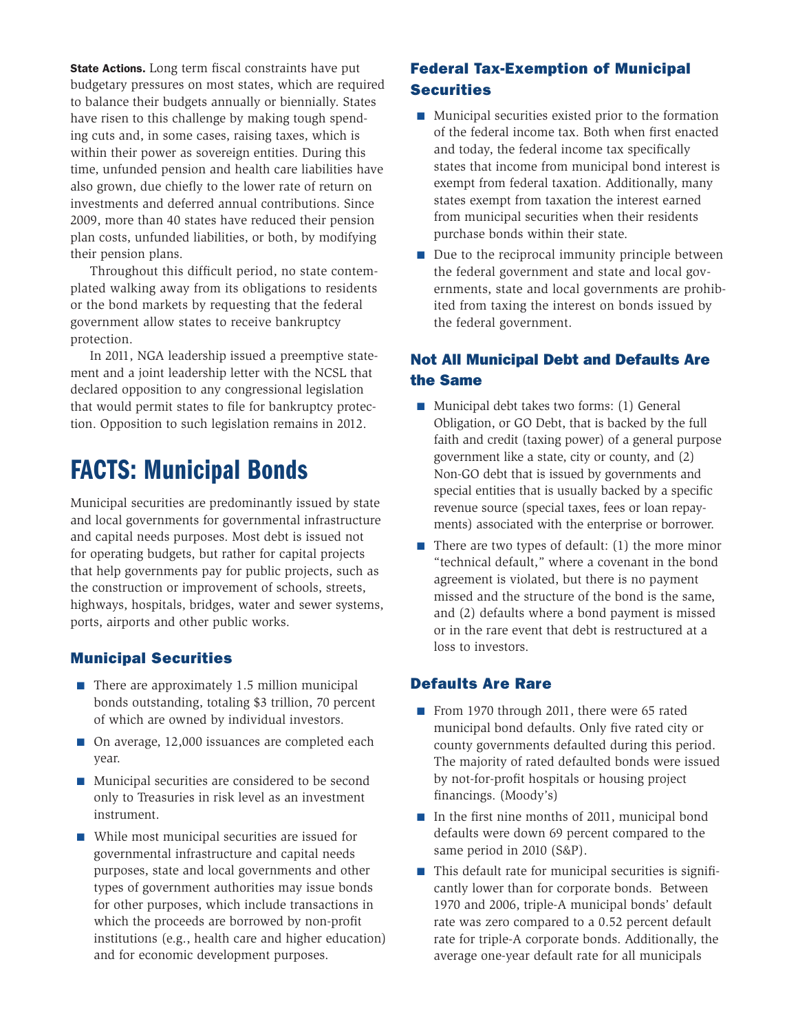**State Actions.** Long term fiscal constraints have put budgetary pressures on most states, which are required to balance their budgets annually or biennially. States have risen to this challenge by making tough spending cuts and, in some cases, raising taxes, which is within their power as sovereign entities. During this time, unfunded pension and health care liabilities have also grown, due chiefly to the lower rate of return on investments and deferred annual contributions. Since 2009, more than 40 states have reduced their pension plan costs, unfunded liabilities, or both, by modifying their pension plans.

Throughout this difficult period, no state contemplated walking away from its obligations to residents or the bond markets by requesting that the federal government allow states to receive bankruptcy protection.

In 2011, NGA leadership issued a preemptive statement and a joint leadership letter with the NCSL that declared opposition to any congressional legislation that would permit states to file for bankruptcy protection. Opposition to such legislation remains in 2012.

# FACTS: Municipal Bonds

Municipal securities are predominantly issued by state and local governments for governmental infrastructure and capital needs purposes. Most debt is issued not for operating budgets, but rather for capital projects that help governments pay for public projects, such as the construction or improvement of schools, streets, highways, hospitals, bridges, water and sewer systems, ports, airports and other public works.

## Municipal Securities

- There are approximately 1.5 million municipal bonds outstanding, totaling $3 trillion, 70 percent of which are owned by individual investors.
- On average, 12,000 issuances are completed each year.
- Municipal securities are considered to be second only to Treasuries in risk level as an investment instrument.
- While most municipal securities are issued for governmental infrastructure and capital needs purposes, state and local governments and other types of government authorities may issue bonds for other purposes, which include transactions in which the proceeds are borrowed by non-profit institutions (e.g., health care and higher education) and for economic development purposes.

## Federal Tax-Exemption of Municipal Securities

- Municipal securities existed prior to the formation of the federal income tax. Both when first enacted and today, the federal income tax specifically states that income from municipal bond interest is exempt from federal taxation. Additionally, many states exempt from taxation the interest earned from municipal securities when their residents purchase bonds within their state.
- Due to the reciprocal immunity principle between the federal government and state and local governments, state and local governments are prohibited from taxing the interest on bonds issued by the federal government.

## Not All Municipal Debt and Defaults Are the Same

- Municipal debt takes two forms: (1) General Obligation, or GO Debt, that is backed by the full faith and credit (taxing power) of a general purpose government like a state, city or county, and (2) Non-GO debt that is issued by governments and special entities that is usually backed by a specific revenue source (special taxes, fees or loan repayments) associated with the enterprise or borrower.
- There are two types of default: (1) the more minor "technical default," where a covenant in the bond agreement is violated, but there is no payment missed and the structure of the bond is the same, and (2) defaults where a bond payment is missed or in the rare event that debt is restructured at a loss to investors.

## Defaults Are Rare

- From 1970 through 2011, there were 65 rated municipal bond defaults. Only five rated city or county governments defaulted during this period. The majority of rated defaulted bonds were issued by not-for-profit hospitals or housing project financings. (Moody's)
- In the first nine months of 2011, municipal bond defaults were down 69 percent compared to the same period in 2010 (S&P).
- This default rate for municipal securities is significantly lower than for corporate bonds. Between 1970 and 2006, triple-A municipal bonds' default rate was zero compared to a 0.52 percent default rate for triple-A corporate bonds. Additionally, the average one-year default rate for all municipals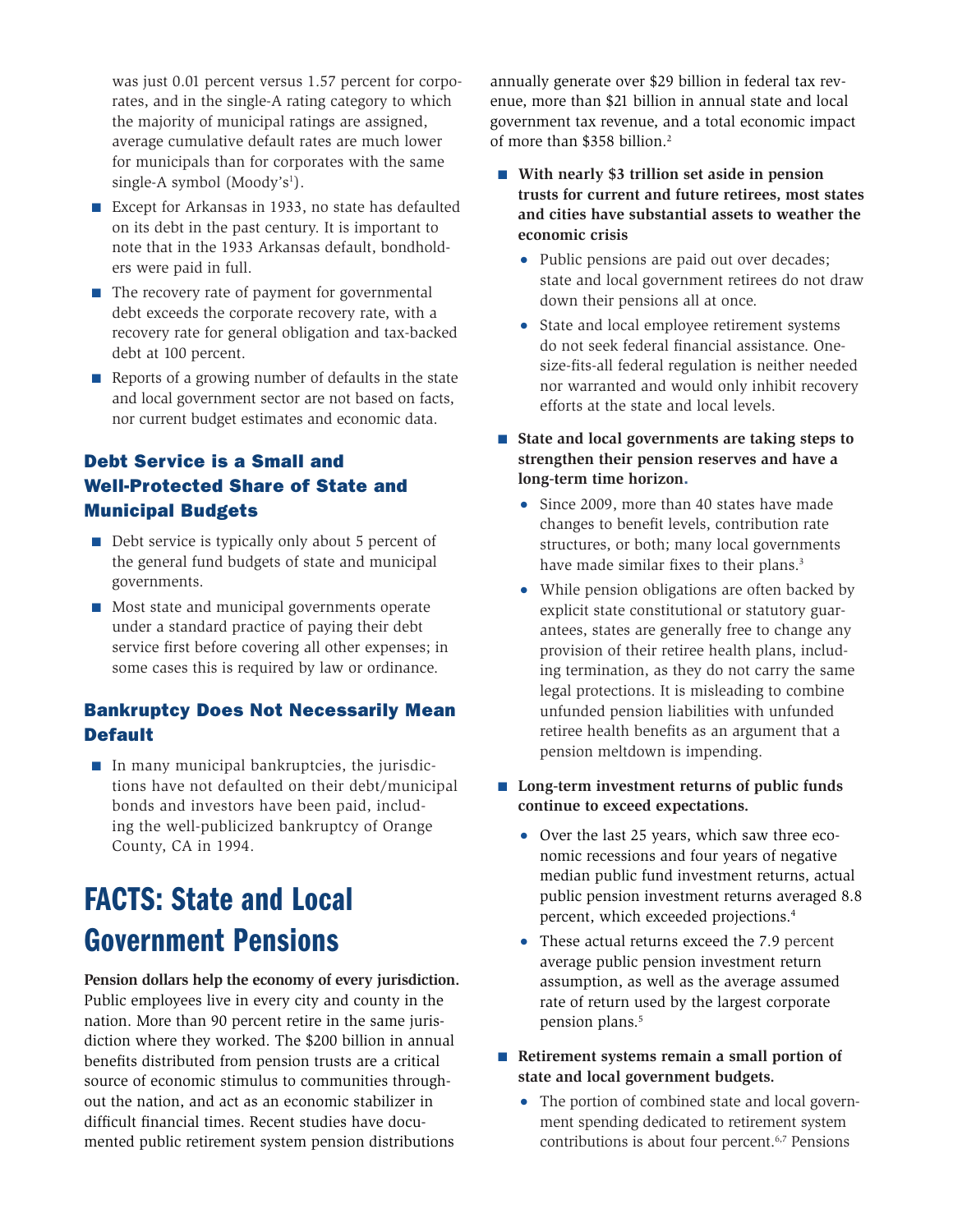was just 0.01 percent versus 1.57 percent for corporates, and in the single-A rating category to which the majority of municipal ratings are assigned, average cumulative default rates are much lower for municipals than for corporates with the same single-A symbol (Moody's[1]).

- Except for Arkansas in 1933, no state has defaulted on its debt in the past century. It is important to note that in the 1933 Arkansas default, bondholders were paid in full.
- The recovery rate of payment for governmental debt exceeds the corporate recovery rate, with a recovery rate for general obligation and tax-backed debt at 100 percent.
- Reports of a growing number of defaults in the state and local government sector are not based on facts, nor current budget estimates and economic data.

### Debt Service is a Small and Well-Protected Share of State and Municipal Budgets

- Debt service is typically only about 5 percent of the general fund budgets of state and municipal governments.
- Most state and municipal governments operate under a standard practice of paying their debt service first before covering all other expenses; in some cases this is required by law or ordinance.

### Bankruptcy Does Not Necessarily Mean Default

- In many municipal bankruptcies, the jurisdictions have not defaulted on their debt/municipal bonds and investors have been paid, including the well-publicized bankruptcy of Orange County, CA in 1994.

## FACTS: State and Local Government Pensions

**Pension dollars help the economy of every jurisdiction.** Public employees live in every city and county in the nation. More than 90 percent retire in the same jurisdiction where they worked. The $200 billion in annual benefits distributed from pension trusts are a critical source of economic stimulus to communities throughout the nation, and act as an economic stabilizer in difficult financial times. Recent studies have documented public retirement system pension distributions annually generate over $29 billion in federal tax revenue, more than $21 billion in annual state and local government tax revenue, and a total economic impact of more than $358 billion.[2]

- **With nearly $3 trillion set aside in pension trusts for current and future retirees, most states and cities have substantial assets to weather the economic crisis**
  - Public pensions are paid out over decades; state and local government retirees do not draw down their pensions all at once.
  - State and local employee retirement systems do not seek federal financial assistance. One-size-fits-all federal regulation is neither needed nor warranted and would only inhibit recovery efforts at the state and local levels.
- **State and local governments are taking steps to strengthen their pension reserves and have a long-term time horizon.**
  - Since 2009, more than 40 states have made changes to benefit levels, contribution rate structures, or both; many local governments have made similar fixes to their plans.[3]
  - While pension obligations are often backed by explicit state constitutional or statutory guarantees, states are generally free to change any provision of their retiree health plans, including termination, as they do not carry the same legal protections. It is misleading to combine unfunded pension liabilities with unfunded retiree health benefits as an argument that a pension meltdown is impending.
- **Long-term investment returns of public funds continue to exceed expectations.**
  - Over the last 25 years, which saw three economic recessions and four years of negative median public fund investment returns, actual public pension investment returns averaged 8.8 percent, which exceeded projections.[4]
  - These actual returns exceed the 7.9 percent average public pension investment return assumption, as well as the average assumed rate of return used by the largest corporate pension plans.[5]
- **Retirement systems remain a small portion of state and local government budgets.**
  - The portion of combined state and local government spending dedicated to retirement system contributions is about four percent.[6,7] Pensions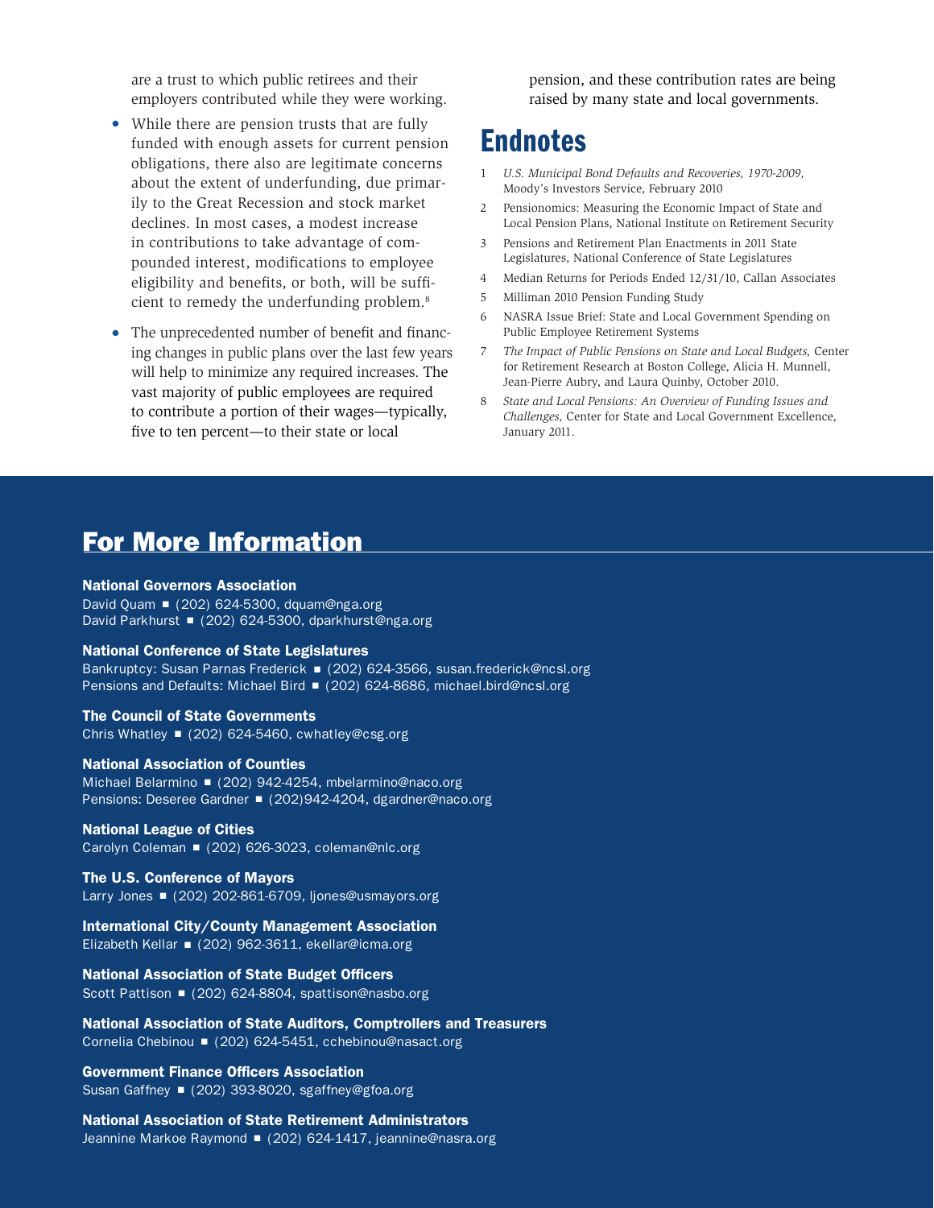are a trust to which public retirees and their employers contributed while they were working.

- While there are pension trusts that are fully funded with enough assets for current pension obligations, there also are legitimate concerns about the extent of underfunding, due primarily to the Great Recession and stock market declines. In most cases, a modest increase in contributions to take advantage of compounded interest, modifications to employee eligibility and benefits, or both, will be sufficient to remedy the underfunding problem.[8]
- The unprecedented number of benefit and financing changes in public plans over the last few years will help to minimize any required increases. The vast majority of public employees are required to contribute a portion of their wages—typically, five to ten percent—to their state or local pension, and these contribution rates are being raised by many state and local governments.

## Endnotes

1. *U.S. Municipal Bond Defaults and Recoveries, 1970-2009,* Moody's Investors Service, February 2010
2. Pensionomics: Measuring the Economic Impact of State and Local Pension Plans, National Institute on Retirement Security
3. Pensions and Retirement Plan Enactments in 2011 State Legislatures, National Conference of State Legislatures
4. Median Returns for Periods Ended 12/31/10, Callan Associates
5. Milliman 2010 Pension Funding Study
6. NASRA Issue Brief: State and Local Government Spending on Public Employee Retirement Systems
7. *The Impact of Public Pensions on State and Local Budgets,* Center for Retirement Research at Boston College, Alicia H. Munnell, Jean-Pierre Aubry, and Laura Quinby, October 2010.
8. *State and Local Pensions: An Overview of Funding Issues and Challenges,* Center for State and Local Government Excellence, January 2011.

## For More Information

**National Governors Association**
David Quam ■ (202) 624-5300, dquam@nga.org
David Parkhurst ■ (202) 624-5300, dparkhurst@nga.org

**National Conference of State Legislatures**
Bankruptcy: Susan Parnas Frederick ■ (202) 624-3566, susan.frederick@ncsl.org
Pensions and Defaults: Michael Bird ■ (202) 624-8686, michael.bird@ncsl.org

**The Council of State Governments**
Chris Whatley ■ (202) 624-5460, cwhatley@csg.org

**National Association of Counties**
Michael Belarmino ■ (202) 942-4254, mbelarmino@naco.org
Pensions: Deseree Gardner ■ (202)942-4204, dgardner@naco.org

**National League of Cities**
Carolyn Coleman ■ (202) 626-3023, coleman@nlc.org

**The U.S. Conference of Mayors**
Larry Jones ■ (202) 202-861-6709, ljones@usmayors.org

**International City/County Management Association**
Elizabeth Kellar ■ (202) 962-3611, ekellar@icma.org

**National Association of State Budget Officers**
Scott Pattison ■ (202) 624-8804, spattison@nasbo.org

**National Association of State Auditors, Comptrollers and Treasurers**
Cornelia Chebinou ■ (202) 624-5451, cchebinou@nasact.org

**Government Finance Officers Association**
Susan Gaffney ■ (202) 393-8020, sgaffney@gfoa.org

**National Association of State Retirement Administrators**
Jeannine Markoe Raymond ■ (202) 624-1417, jeannine@nasra.org